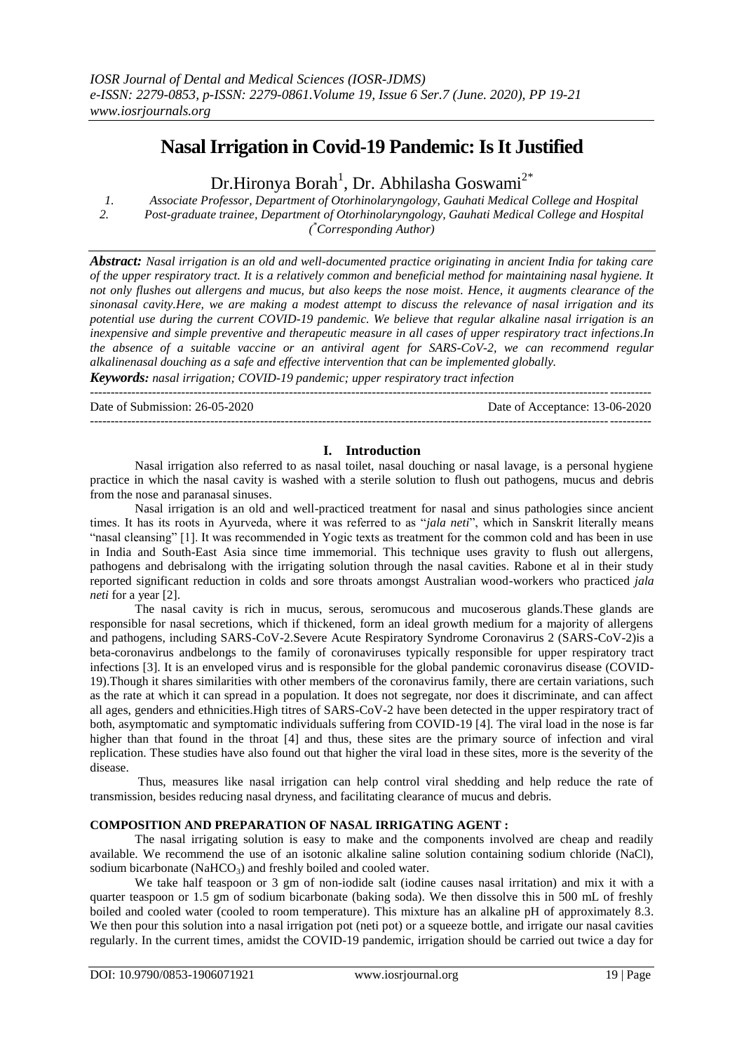# Nasal Irrigation in Covid-19 Pandemic: Is It Justified

Dr.Hironya Borah[1], Dr. Abhilasha Goswami[2*]

1. Associate Professor, Department of Otorhinolaryngology, Gauhati Medical College and Hospital
2. Post-graduate trainee, Department of Otorhinolaryngology, Gauhati Medical College and Hospital

(*Corresponding Author)

***Abstract:*** *Nasal irrigation is an old and well-documented practice originating in ancient India for taking care of the upper respiratory tract. It is a relatively common and beneficial method for maintaining nasal hygiene. It not only flushes out allergens and mucus, but also keeps the nose moist. Hence, it augments clearance of the sinonasal cavity.Here, we are making a modest attempt to discuss the relevance of nasal irrigation and its potential use during the current COVID-19 pandemic. We believe that regular alkaline nasal irrigation is an inexpensive and simple preventive and therapeutic measure in all cases of upper respiratory tract infections.In the absence of a suitable vaccine or an antiviral agent for SARS-CoV-2, we can recommend regular alkalinenasal douching as a safe and effective intervention that can be implemented globally.*

***Keywords:*** *nasal irrigation; COVID-19 pandemic; upper respiratory tract infection*

---

Date of Submission: 26-05-2020 Date of Acceptance: 13-06-2020

---

## I. Introduction

Nasal irrigation also referred to as nasal toilet, nasal douching or nasal lavage, is a personal hygiene practice in which the nasal cavity is washed with a sterile solution to flush out pathogens, mucus and debris from the nose and paranasal sinuses.

Nasal irrigation is an old and well-practiced treatment for nasal and sinus pathologies since ancient times. It has its roots in Ayurveda, where it was referred to as "*jala neti*", which in Sanskrit literally means "nasal cleansing" [1]. It was recommended in Yogic texts as treatment for the common cold and has been in use in India and South-East Asia since time immemorial. This technique uses gravity to flush out allergens, pathogens and debrisalong with the irrigating solution through the nasal cavities. Rabone et al in their study reported significant reduction in colds and sore throats amongst Australian wood-workers who practiced *jala neti* for a year [2].

The nasal cavity is rich in mucus, serous, seromucous and mucoserous glands.These glands are responsible for nasal secretions, which if thickened, form an ideal growth medium for a majority of allergens and pathogens, including SARS-CoV-2.Severe Acute Respiratory Syndrome Coronavirus 2 (SARS-CoV-2)is a beta-coronavirus andbelongs to the family of coronaviruses typically responsible for upper respiratory tract infections [3]. It is an enveloped virus and is responsible for the global pandemic coronavirus disease (COVID-19).Though it shares similarities with other members of the coronavirus family, there are certain variations, such as the rate at which it can spread in a population. It does not segregate, nor does it discriminate, and can affect all ages, genders and ethnicities.High titres of SARS-CoV-2 have been detected in the upper respiratory tract of both, asymptomatic and symptomatic individuals suffering from COVID-19 [4]. The viral load in the nose is far higher than that found in the throat [4] and thus, these sites are the primary source of infection and viral replication. These studies have also found out that higher the viral load in these sites, more is the severity of the disease.

Thus, measures like nasal irrigation can help control viral shedding and help reduce the rate of transmission, besides reducing nasal dryness, and facilitating clearance of mucus and debris.

**COMPOSITION AND PREPARATION OF NASAL IRRIGATING AGENT :**

The nasal irrigating solution is easy to make and the components involved are cheap and readily available. We recommend the use of an isotonic alkaline saline solution containing sodium chloride (NaCl), sodium bicarbonate ($NaHCO_3$) and freshly boiled and cooled water.

We take half teaspoon or 3 gm of non-iodide salt (iodine causes nasal irritation) and mix it with a quarter teaspoon or 1.5 gm of sodium bicarbonate (baking soda). We then dissolve this in 500 mL of freshly boiled and cooled water (cooled to room temperature). This mixture has an alkaline pH of approximately 8.3. We then pour this solution into a nasal irrigation pot (neti pot) or a squeeze bottle, and irrigate our nasal cavities regularly. In the current times, amidst the COVID-19 pandemic, irrigation should be carried out twice a day for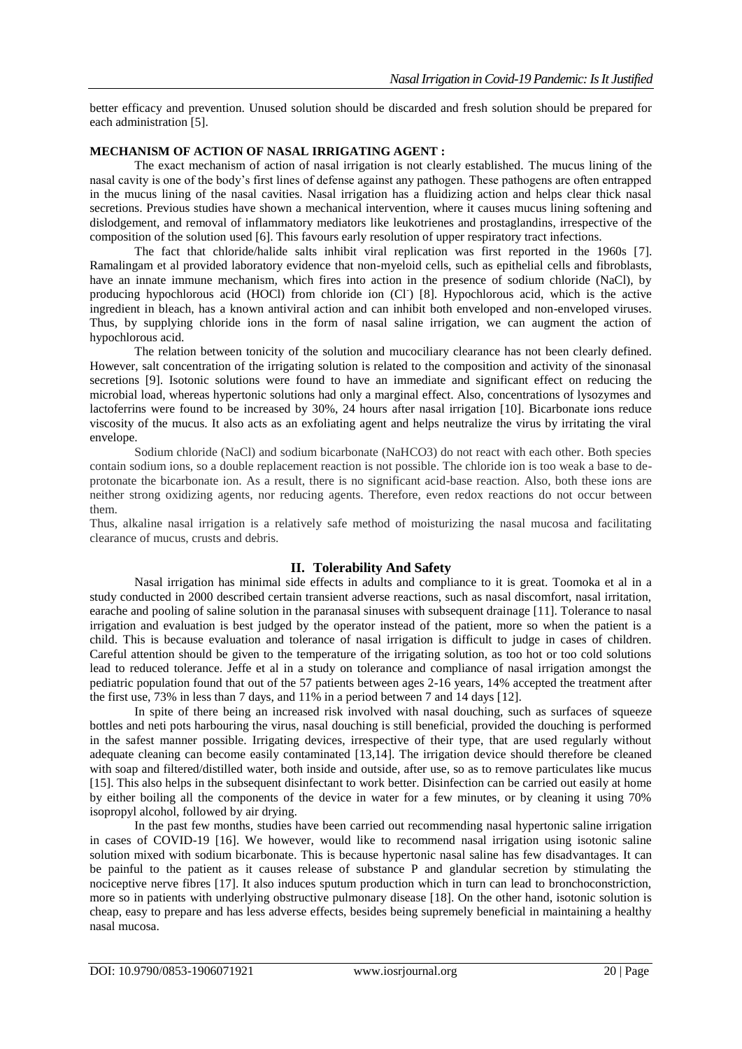better efficacy and prevention. Unused solution should be discarded and fresh solution should be prepared for each administration [5].

**MECHANISM OF ACTION OF NASAL IRRIGATING AGENT :**

The exact mechanism of action of nasal irrigation is not clearly established. The mucus lining of the nasal cavity is one of the body's first lines of defense against any pathogen. These pathogens are often entrapped in the mucus lining of the nasal cavities. Nasal irrigation has a fluidizing action and helps clear thick nasal secretions. Previous studies have shown a mechanical intervention, where it causes mucus lining softening and dislodgement, and removal of inflammatory mediators like leukotrienes and prostaglandins, irrespective of the composition of the solution used [6]. This favours early resolution of upper respiratory tract infections.

The fact that chloride/halide salts inhibit viral replication was first reported in the 1960s [7]. Ramalingam et al provided laboratory evidence that non-myeloid cells, such as epithelial cells and fibroblasts, have an innate immune mechanism, which fires into action in the presence of sodium chloride (NaCl), by producing hypochlorous acid (HOCl) from chloride ion ($Cl^-$) [8]. Hypochlorous acid, which is the active ingredient in bleach, has a known antiviral action and can inhibit both enveloped and non-enveloped viruses. Thus, by supplying chloride ions in the form of nasal saline irrigation, we can augment the action of hypochlorous acid.

The relation between tonicity of the solution and mucociliary clearance has not been clearly defined. However, salt concentration of the irrigating solution is related to the composition and activity of the sinonasal secretions [9]. Isotonic solutions were found to have an immediate and significant effect on reducing the microbial load, whereas hypertonic solutions had only a marginal effect. Also, concentrations of lysozymes and lactoferrins were found to be increased by 30%, 24 hours after nasal irrigation [10]. Bicarbonate ions reduce viscosity of the mucus. It also acts as an exfoliating agent and helps neutralize the virus by irritating the viral envelope.

Sodium chloride (NaCl) and sodium bicarbonate ($NaHCO_3$) do not react with each other. Both species contain sodium ions, so a double replacement reaction is not possible. The chloride ion is too weak a base to de-protonate the bicarbonate ion. As a result, there is no significant acid-base reaction. Also, both these ions are neither strong oxidizing agents, nor reducing agents. Therefore, even redox reactions do not occur between them.

Thus, alkaline nasal irrigation is a relatively safe method of moisturizing the nasal mucosa and facilitating clearance of mucus, crusts and debris.

## II. Tolerability And Safety

Nasal irrigation has minimal side effects in adults and compliance to it is great. Toomoka et al in a study conducted in 2000 described certain transient adverse reactions, such as nasal discomfort, nasal irritation, earache and pooling of saline solution in the paranasal sinuses with subsequent drainage [11]. Tolerance to nasal irrigation and evaluation is best judged by the operator instead of the patient, more so when the patient is a child. This is because evaluation and tolerance of nasal irrigation is difficult to judge in cases of children. Careful attention should be given to the temperature of the irrigating solution, as too hot or too cold solutions lead to reduced tolerance. Jeffe et al in a study on tolerance and compliance of nasal irrigation amongst the pediatric population found that out of the 57 patients between ages 2-16 years, 14% accepted the treatment after the first use, 73% in less than 7 days, and 11% in a period between 7 and 14 days [12].

In spite of there being an increased risk involved with nasal douching, such as surfaces of squeeze bottles and neti pots harbouring the virus, nasal douching is still beneficial, provided the douching is performed in the safest manner possible. Irrigating devices, irrespective of their type, that are used regularly without adequate cleaning can become easily contaminated [13,14]. The irrigation device should therefore be cleaned with soap and filtered/distilled water, both inside and outside, after use, so as to remove particulates like mucus [15]. This also helps in the subsequent disinfectant to work better. Disinfection can be carried out easily at home by either boiling all the components of the device in water for a few minutes, or by cleaning it using 70% isopropyl alcohol, followed by air drying.

In the past few months, studies have been carried out recommending nasal hypertonic saline irrigation in cases of COVID-19 [16]. We however, would like to recommend nasal irrigation using isotonic saline solution mixed with sodium bicarbonate. This is because hypertonic nasal saline has few disadvantages. It can be painful to the patient as it causes release of substance P and glandular secretion by stimulating the nociceptive nerve fibres [17]. It also induces sputum production which in turn can lead to bronchoconstriction, more so in patients with underlying obstructive pulmonary disease [18]. On the other hand, isotonic solution is cheap, easy to prepare and has less adverse effects, besides being supremely beneficial in maintaining a healthy nasal mucosa.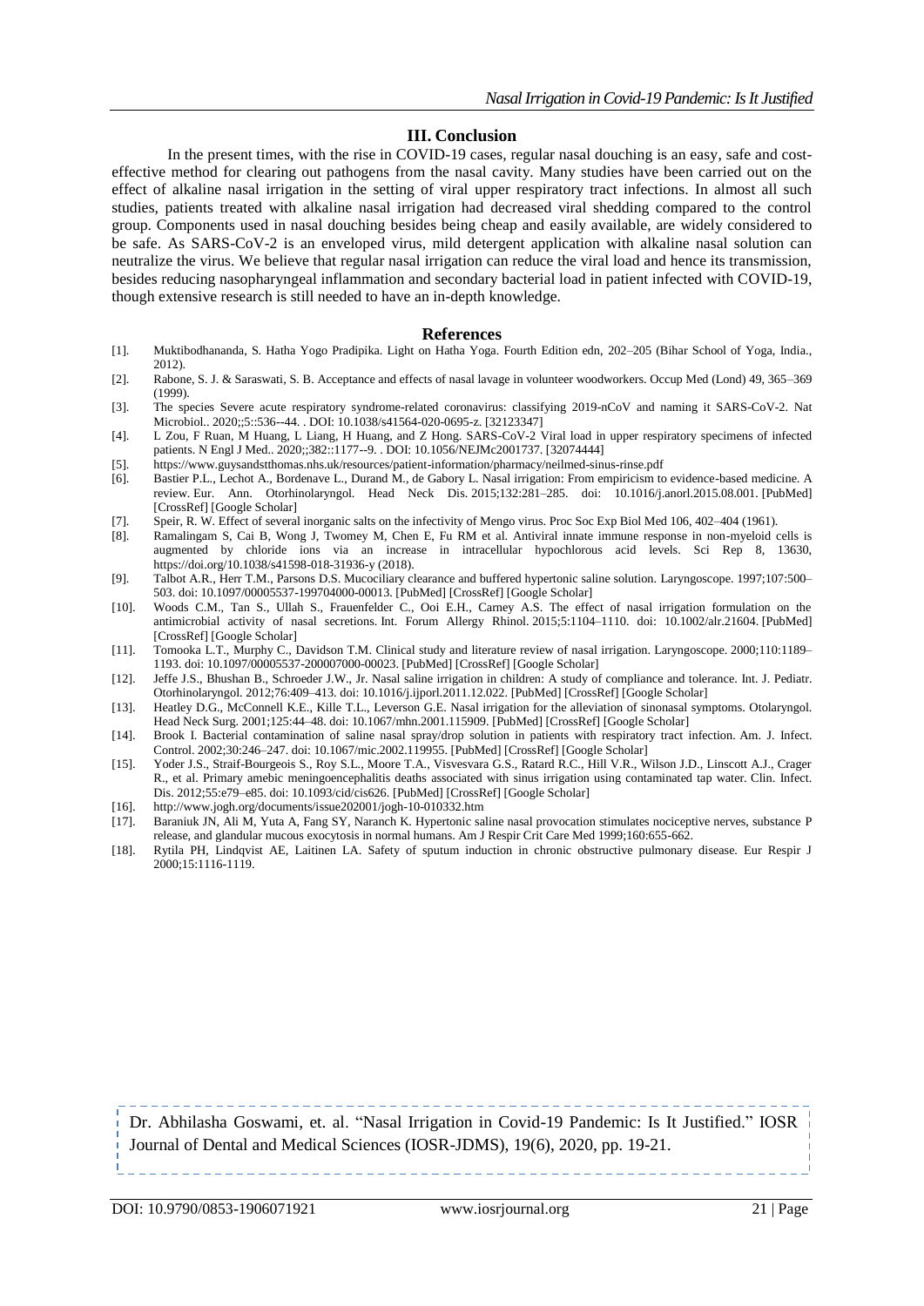## III. Conclusion

In the present times, with the rise in COVID-19 cases, regular nasal douching is an easy, safe and cost-effective method for clearing out pathogens from the nasal cavity. Many studies have been carried out on the effect of alkaline nasal irrigation in the setting of viral upper respiratory tract infections. In almost all such studies, patients treated with alkaline nasal irrigation had decreased viral shedding compared to the control group. Components used in nasal douching besides being cheap and easily available, are widely considered to be safe. As SARS-CoV-2 is an enveloped virus, mild detergent application with alkaline nasal solution can neutralize the virus. We believe that regular nasal irrigation can reduce the viral load and hence its transmission, besides reducing nasopharyngeal inflammation and secondary bacterial load in patient infected with COVID-19, though extensive research is still needed to have an in-depth knowledge.

## References

[1]. Muktibodhananda, S. Hatha Yogo Pradipika. Light on Hatha Yoga. Fourth Edition edn, 202–205 (Bihar School of Yoga, India., 2012).

[2]. Rabone, S. J. & Saraswati, S. B. Acceptance and effects of nasal lavage in volunteer woodworkers. Occup Med (Lond) 49, 365–369 (1999).

[3]. The species Severe acute respiratory syndrome-related coronavirus: classifying 2019-nCoV and naming it SARS-CoV-2. Nat Microbiol.. 2020;;5::536--44. . DOI: 10.1038/s41564-020-0695-z. [32123347]

[4]. L Zou, F Ruan, M Huang, L Liang, H Huang, and Z Hong. SARS-CoV-2 Viral load in upper respiratory specimens of infected patients. N Engl J Med.. 2020;;382::1177--9. . DOI: 10.1056/NEJMc2001737. [32074444]

[5]. https://www.guysandstthomas.nhs.uk/resources/patient-information/pharmacy/neilmed-sinus-rinse.pdf

[6]. Bastier P.L., Lechot A., Bordenave L., Durand M., de Gabory L. Nasal irrigation: From empiricism to evidence-based medicine. A review. Eur. Ann. Otorhinolaryngol. Head Neck Dis. 2015;132:281–285. doi: 10.1016/j.anorl.2015.08.001. [PubMed] [CrossRef] [Google Scholar]

[7]. Speir, R. W. Effect of several inorganic salts on the infectivity of Mengo virus. Proc Soc Exp Biol Med 106, 402–404 (1961).

[8]. Ramalingam S, Cai B, Wong J, Twomey M, Chen E, Fu RM et al. Antiviral innate immune response in non-myeloid cells is augmented by chloride ions via an increase in intracellular hypochlorous acid levels. Sci Rep 8, 13630, https://doi.org/10.1038/s41598-018-31936-y (2018).

[9]. Talbot A.R., Herr T.M., Parsons D.S. Mucociliary clearance and buffered hypertonic saline solution. Laryngoscope. 1997;107:500–503. doi: 10.1097/00005537-199704000-00013. [PubMed] [CrossRef] [Google Scholar]

[10]. Woods C.M., Tan S., Ullah S., Frauenfelder C., Ooi E.H., Carney A.S. The effect of nasal irrigation formulation on the antimicrobial activity of nasal secretions. Int. Forum Allergy Rhinol. 2015;5:1104–1110. doi: 10.1002/alr.21604. [PubMed] [CrossRef] [Google Scholar]

[11]. Tomooka L.T., Murphy C., Davidson T.M. Clinical study and literature review of nasal irrigation. Laryngoscope. 2000;110:1189–1193. doi: 10.1097/00005537-200007000-00023. [PubMed] [CrossRef] [Google Scholar]

[12]. Jeffe J.S., Bhushan B., Schroeder J.W., Jr. Nasal saline irrigation in children: A study of compliance and tolerance. Int. J. Pediatr. Otorhinolaryngol. 2012;76:409–413. doi: 10.1016/j.ijporl.2011.12.022. [PubMed] [CrossRef] [Google Scholar]

[13]. Heatley D.G., McConnell K.E., Kille T.L., Leverson G.E. Nasal irrigation for the alleviation of sinonasal symptoms. Otolaryngol. Head Neck Surg. 2001;125:44–48. doi: 10.1067/mhn.2001.115909. [PubMed] [CrossRef] [Google Scholar]

[14]. Brook I. Bacterial contamination of saline nasal spray/drop solution in patients with respiratory tract infection. Am. J. Infect. Control. 2002;30:246–247. doi: 10.1067/mic.2002.119955. [PubMed] [CrossRef] [Google Scholar]

[15]. Yoder J.S., Straif-Bourgeois S., Roy S.L., Moore T.A., Visvesvara G.S., Ratard R.C., Hill V.R., Wilson J.D., Linscott A.J., Crager R., et al. Primary amebic meningoencephalitis deaths associated with sinus irrigation using contaminated tap water. Clin. Infect. Dis. 2012;55:e79–e85. doi: 10.1093/cid/cis626. [PubMed] [CrossRef] [Google Scholar]

[16]. http://www.jogh.org/documents/issue202001/jogh-10-010332.htm

[17]. Baraniuk JN, Ali M, Yuta A, Fang SY, Naranch K. Hypertonic saline nasal provocation stimulates nociceptive nerves, substance P release, and glandular mucous exocytosis in normal humans. Am J Respir Crit Care Med 1999;160:655-662.

[18]. Rytila PH, Lindqvist AE, Laitinen LA. Safety of sputum induction in chronic obstructive pulmonary disease. Eur Respir J 2000;15:1116-1119.

Dr. Abhilasha Goswami, et. al. "Nasal Irrigation in Covid-19 Pandemic: Is It Justified." IOSR Journal of Dental and Medical Sciences (IOSR-JDMS), 19(6), 2020, pp. 19-21.